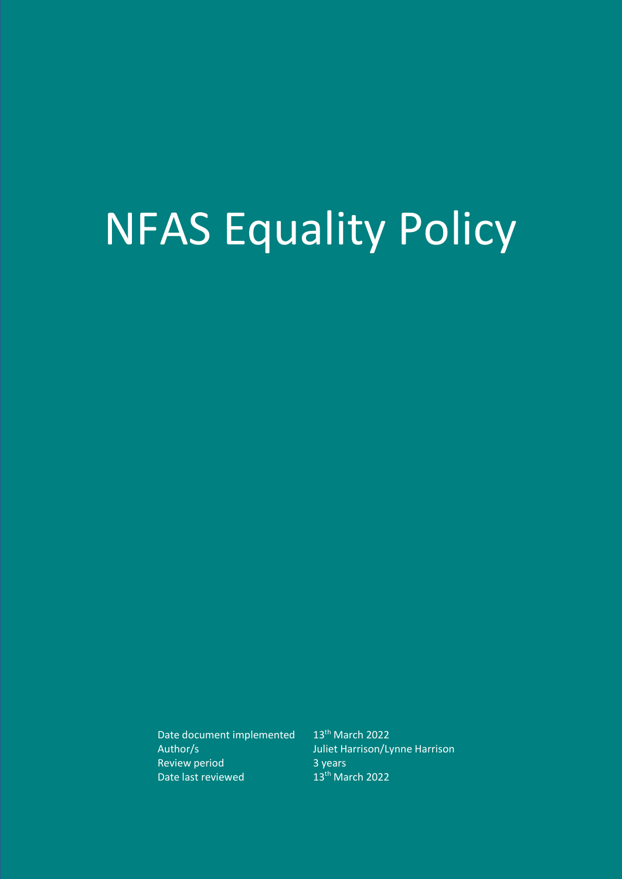# NFAS Equality Policy

| | |
|---|---|
| Date document implemented | 13th March 2022 |
| Author/s | Juliet Harrison/Lynne Harrison |
| Review period | 3 years |
| Date last reviewed | 13th March 2022 |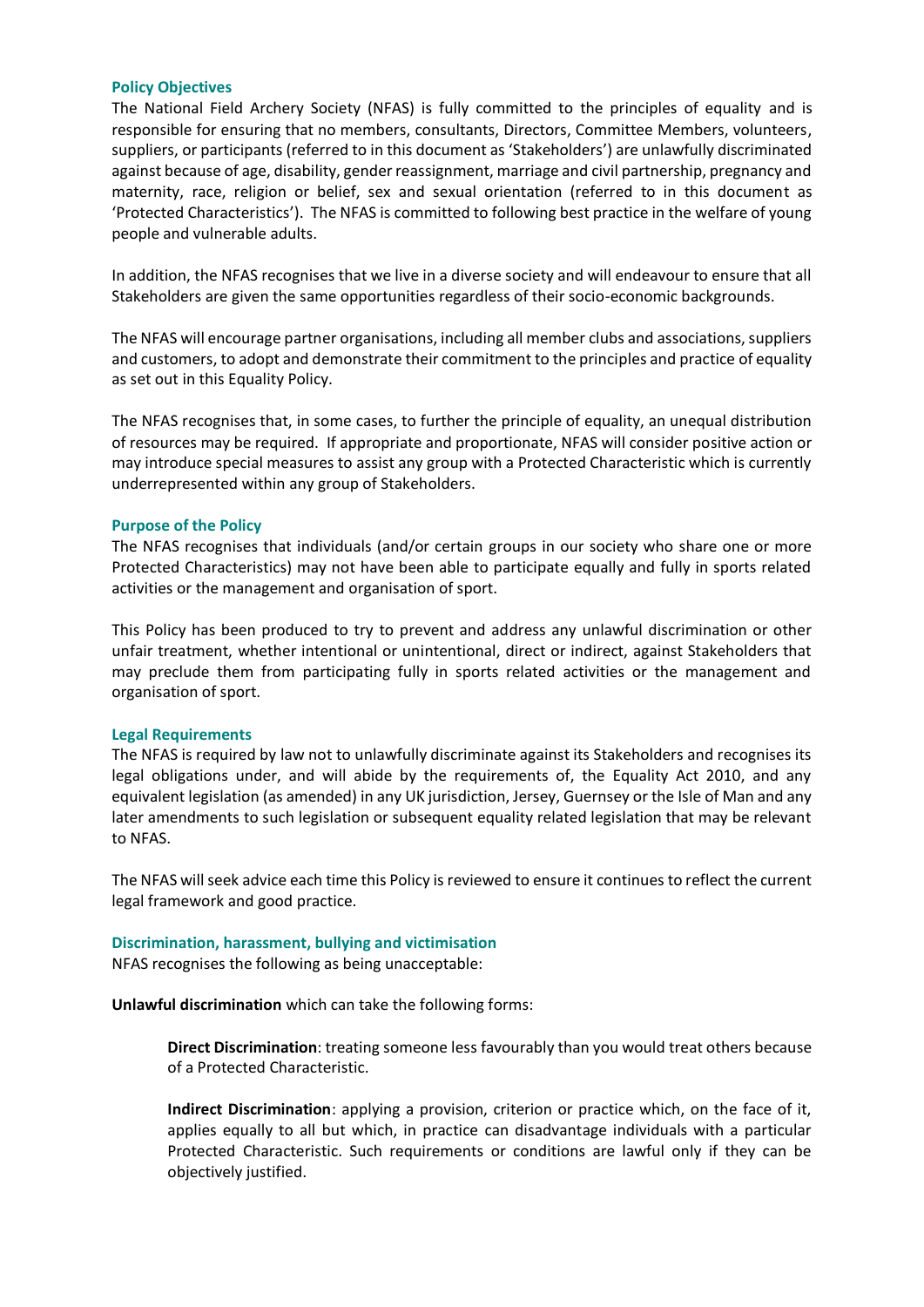## Policy Objectives

The National Field Archery Society (NFAS) is fully committed to the principles of equality and is responsible for ensuring that no members, consultants, Directors, Committee Members, volunteers, suppliers, or participants (referred to in this document as 'Stakeholders') are unlawfully discriminated against because of age, disability, gender reassignment, marriage and civil partnership, pregnancy and maternity, race, religion or belief, sex and sexual orientation (referred to in this document as 'Protected Characteristics'). The NFAS is committed to following best practice in the welfare of young people and vulnerable adults.

In addition, the NFAS recognises that we live in a diverse society and will endeavour to ensure that all Stakeholders are given the same opportunities regardless of their socio-economic backgrounds.

The NFAS will encourage partner organisations, including all member clubs and associations, suppliers and customers, to adopt and demonstrate their commitment to the principles and practice of equality as set out in this Equality Policy.

The NFAS recognises that, in some cases, to further the principle of equality, an unequal distribution of resources may be required. If appropriate and proportionate, NFAS will consider positive action or may introduce special measures to assist any group with a Protected Characteristic which is currently underrepresented within any group of Stakeholders.

## Purpose of the Policy

The NFAS recognises that individuals (and/or certain groups in our society who share one or more Protected Characteristics) may not have been able to participate equally and fully in sports related activities or the management and organisation of sport.

This Policy has been produced to try to prevent and address any unlawful discrimination or other unfair treatment, whether intentional or unintentional, direct or indirect, against Stakeholders that may preclude them from participating fully in sports related activities or the management and organisation of sport.

## Legal Requirements

The NFAS is required by law not to unlawfully discriminate against its Stakeholders and recognises its legal obligations under, and will abide by the requirements of, the Equality Act 2010, and any equivalent legislation (as amended) in any UK jurisdiction, Jersey, Guernsey or the Isle of Man and any later amendments to such legislation or subsequent equality related legislation that may be relevant to NFAS.

The NFAS will seek advice each time this Policy is reviewed to ensure it continues to reflect the current legal framework and good practice.

## Discrimination, harassment, bullying and victimisation

NFAS recognises the following as being unacceptable:

**Unlawful discrimination** which can take the following forms:

> **Direct Discrimination**: treating someone less favourably than you would treat others because of a Protected Characteristic.
>
> **Indirect Discrimination**: applying a provision, criterion or practice which, on the face of it, applies equally to all but which, in practice can disadvantage individuals with a particular Protected Characteristic. Such requirements or conditions are lawful only if they can be objectively justified.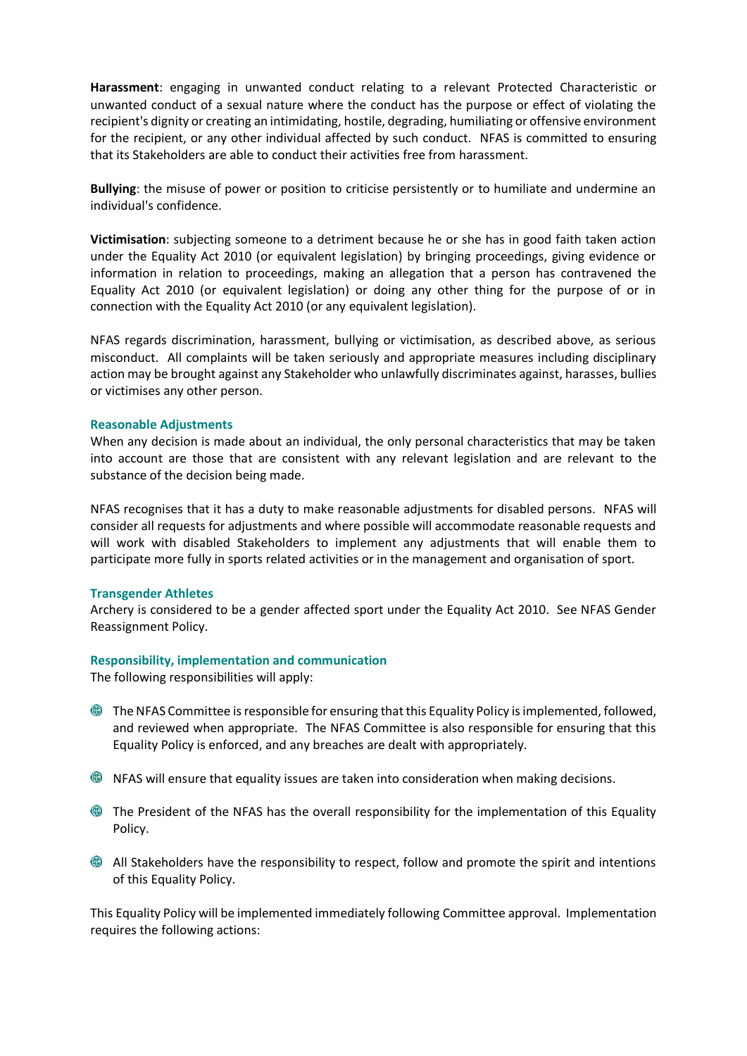**Harassment**: engaging in unwanted conduct relating to a relevant Protected Characteristic or unwanted conduct of a sexual nature where the conduct has the purpose or effect of violating the recipient's dignity or creating an intimidating, hostile, degrading, humiliating or offensive environment for the recipient, or any other individual affected by such conduct. NFAS is committed to ensuring that its Stakeholders are able to conduct their activities free from harassment.

**Bullying**: the misuse of power or position to criticise persistently or to humiliate and undermine an individual's confidence.

**Victimisation**: subjecting someone to a detriment because he or she has in good faith taken action under the Equality Act 2010 (or equivalent legislation) by bringing proceedings, giving evidence or information in relation to proceedings, making an allegation that a person has contravened the Equality Act 2010 (or equivalent legislation) or doing any other thing for the purpose of or in connection with the Equality Act 2010 (or any equivalent legislation).

NFAS regards discrimination, harassment, bullying or victimisation, as described above, as serious misconduct. All complaints will be taken seriously and appropriate measures including disciplinary action may be brought against any Stakeholder who unlawfully discriminates against, harasses, bullies or victimises any other person.

### Reasonable Adjustments

When any decision is made about an individual, the only personal characteristics that may be taken into account are those that are consistent with any relevant legislation and are relevant to the substance of the decision being made.

NFAS recognises that it has a duty to make reasonable adjustments for disabled persons. NFAS will consider all requests for adjustments and where possible will accommodate reasonable requests and will work with disabled Stakeholders to implement any adjustments that will enable them to participate more fully in sports related activities or in the management and organisation of sport.

### Transgender Athletes

Archery is considered to be a gender affected sport under the Equality Act 2010. See NFAS Gender Reassignment Policy.

### Responsibility, implementation and communication

The following responsibilities will apply:

- The NFAS Committee is responsible for ensuring that this Equality Policy is implemented, followed, and reviewed when appropriate. The NFAS Committee is also responsible for ensuring that this Equality Policy is enforced, and any breaches are dealt with appropriately.
- NFAS will ensure that equality issues are taken into consideration when making decisions.
- The President of the NFAS has the overall responsibility for the implementation of this Equality Policy.
- All Stakeholders have the responsibility to respect, follow and promote the spirit and intentions of this Equality Policy.

This Equality Policy will be implemented immediately following Committee approval. Implementation requires the following actions: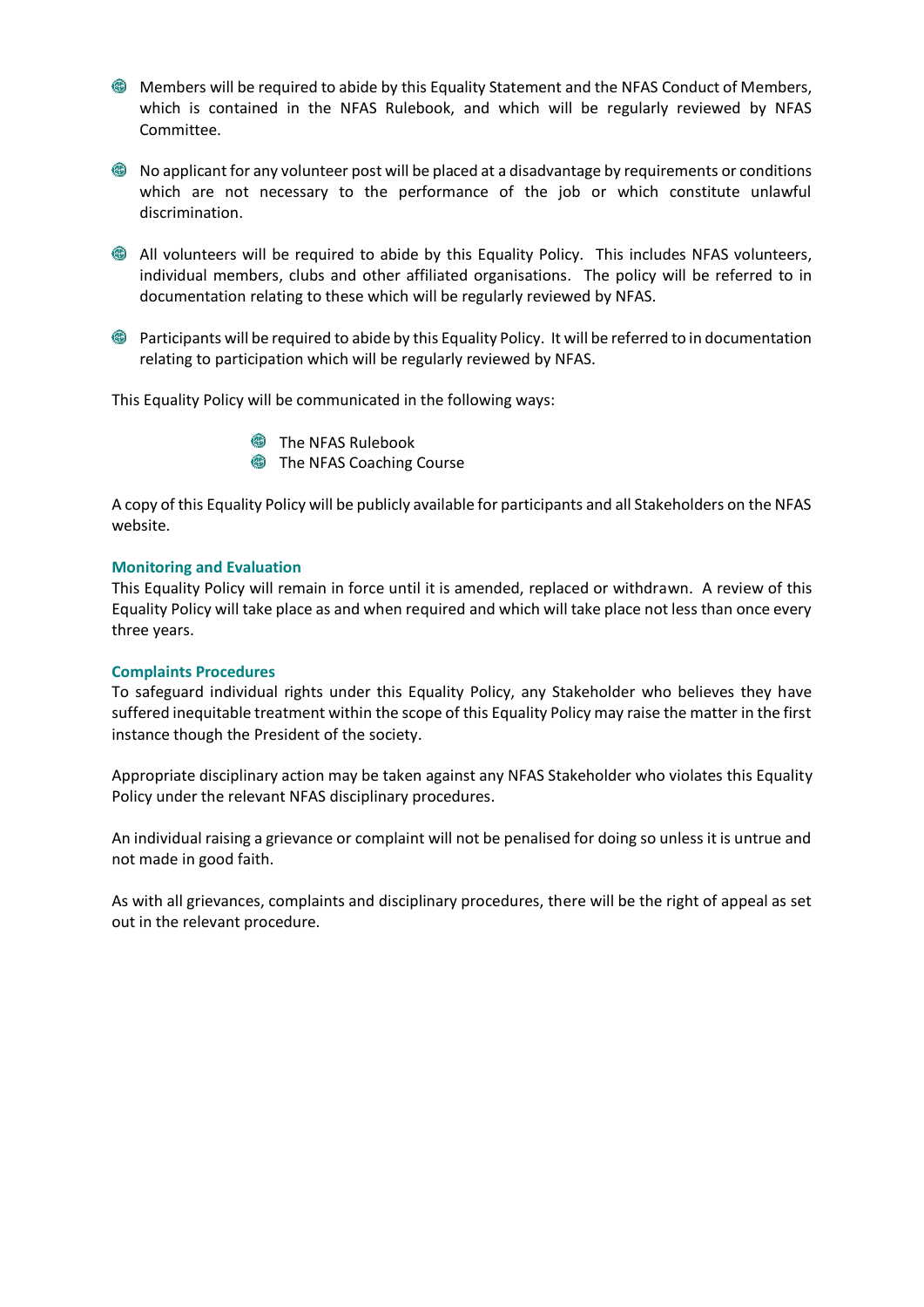- Members will be required to abide by this Equality Statement and the NFAS Conduct of Members, which is contained in the NFAS Rulebook, and which will be regularly reviewed by NFAS Committee.

- No applicant for any volunteer post will be placed at a disadvantage by requirements or conditions which are not necessary to the performance of the job or which constitute unlawful discrimination.

- All volunteers will be required to abide by this Equality Policy. This includes NFAS volunteers, individual members, clubs and other affiliated organisations. The policy will be referred to in documentation relating to these which will be regularly reviewed by NFAS.

- Participants will be required to abide by this Equality Policy. It will be referred to in documentation relating to participation which will be regularly reviewed by NFAS.

This Equality Policy will be communicated in the following ways:

- The NFAS Rulebook
- The NFAS Coaching Course

A copy of this Equality Policy will be publicly available for participants and all Stakeholders on the NFAS website.

### Monitoring and Evaluation

This Equality Policy will remain in force until it is amended, replaced or withdrawn. A review of this Equality Policy will take place as and when required and which will take place not less than once every three years.

### Complaints Procedures

To safeguard individual rights under this Equality Policy, any Stakeholder who believes they have suffered inequitable treatment within the scope of this Equality Policy may raise the matter in the first instance though the President of the society.

Appropriate disciplinary action may be taken against any NFAS Stakeholder who violates this Equality Policy under the relevant NFAS disciplinary procedures.

An individual raising a grievance or complaint will not be penalised for doing so unless it is untrue and not made in good faith.

As with all grievances, complaints and disciplinary procedures, there will be the right of appeal as set out in the relevant procedure.